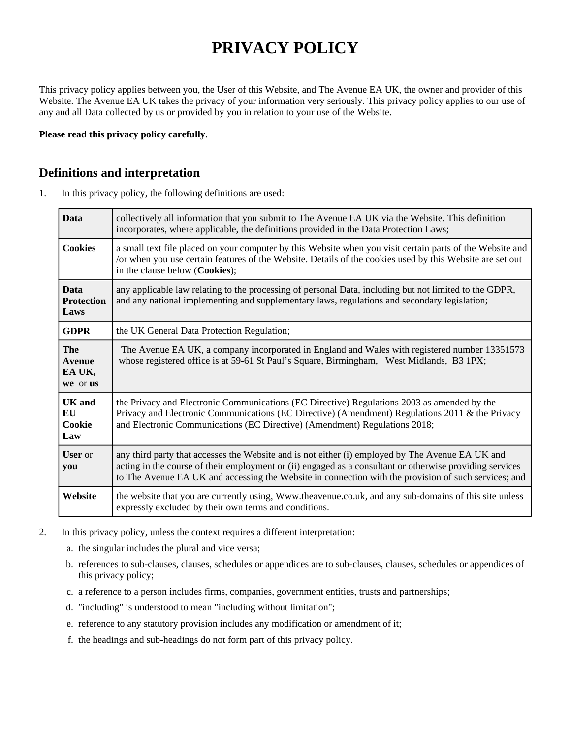# PRIVACY POLICY

This privacy policy applies between you, the User of this Website, and The Avenue EA UK, the owner and provider of this Website. The Avenue EA UK takes the privacy of your information very seriously. This privacy policy applies to our use of any and all Data collected by us or provided by you in relation to your use of the Website.

**Please read this privacy policy carefully**.

## Definitions and interpretation

1. In this privacy policy, the following definitions are used:

| | |
|---|---|
| **Data** | collectively all information that you submit to The Avenue EA UK via the Website. This definition incorporates, where applicable, the definitions provided in the Data Protection Laws; |
| **Cookies** | a small text file placed on your computer by this Website when you visit certain parts of the Website and /or when you use certain features of the Website. Details of the cookies used by this Website are set out in the clause below (**Cookies**); |
| **Data Protection Laws** | any applicable law relating to the processing of personal Data, including but not limited to the GDPR, and any national implementing and supplementary laws, regulations and secondary legislation; |
| **GDPR** | the UK General Data Protection Regulation; |
| **The Avenue EA UK, we** or **us** | The Avenue EA UK, a company incorporated in England and Wales with registered number 13351573 whose registered office is at 59-61 St Paul's Square, Birmingham, West Midlands, B3 1PX; |
| **UK and EU Cookie Law** | the Privacy and Electronic Communications (EC Directive) Regulations 2003 as amended by the Privacy and Electronic Communications (EC Directive) (Amendment) Regulations 2011 & the Privacy and Electronic Communications (EC Directive) (Amendment) Regulations 2018; |
| **User** or **you** | any third party that accesses the Website and is not either (i) employed by The Avenue EA UK and acting in the course of their employment or (ii) engaged as a consultant or otherwise providing services to The Avenue EA UK and accessing the Website in connection with the provision of such services; and |
| **Website** | the website that you are currently using, Www.theavenue.co.uk, and any sub-domains of this site unless expressly excluded by their own terms and conditions. |

2. In this privacy policy, unless the context requires a different interpretation:

   a. the singular includes the plural and vice versa;

   b. references to sub-clauses, clauses, schedules or appendices are to sub-clauses, clauses, schedules or appendices of this privacy policy;

   c. a reference to a person includes firms, companies, government entities, trusts and partnerships;

   d. "including" is understood to mean "including without limitation";

   e. reference to any statutory provision includes any modification or amendment of it;

   f. the headings and sub-headings do not form part of this privacy policy.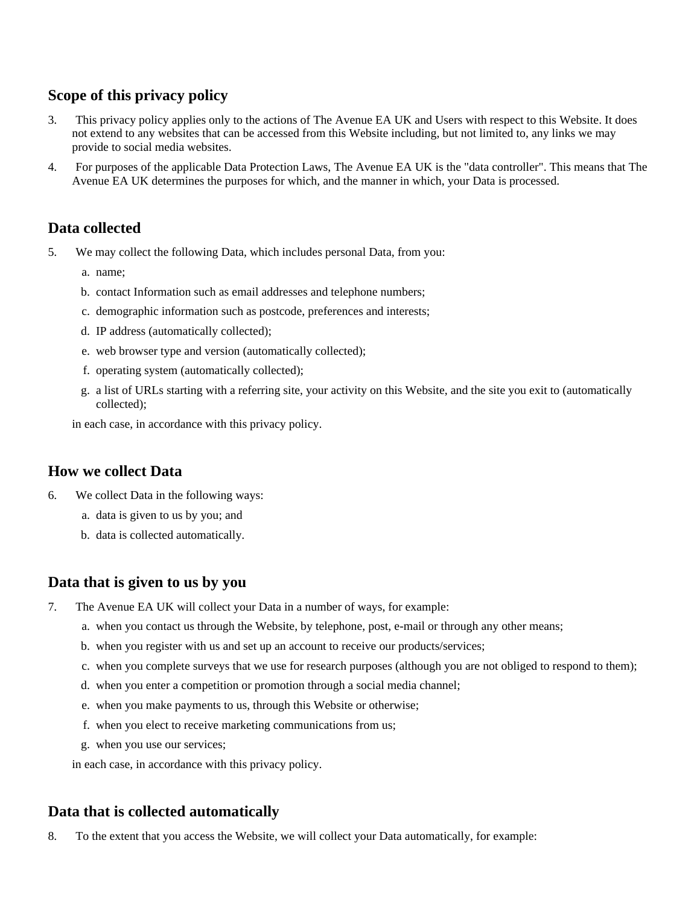## Scope of this privacy policy

3. This privacy policy applies only to the actions of The Avenue EA UK and Users with respect to this Website. It does not extend to any websites that can be accessed from this Website including, but not limited to, any links we may provide to social media websites.
4. For purposes of the applicable Data Protection Laws, The Avenue EA UK is the "data controller". This means that The Avenue EA UK determines the purposes for which, and the manner in which, your Data is processed.

## Data collected

5. We may collect the following Data, which includes personal Data, from you:
   a. name;
   b. contact Information such as email addresses and telephone numbers;
   c. demographic information such as postcode, preferences and interests;
   d. IP address (automatically collected);
   e. web browser type and version (automatically collected);
   f. operating system (automatically collected);
   g. a list of URLs starting with a referring site, your activity on this Website, and the site you exit to (automatically collected);

   in each case, in accordance with this privacy policy.

## How we collect Data

6. We collect Data in the following ways:
   a. data is given to us by you; and
   b. data is collected automatically.

## Data that is given to us by you

7. The Avenue EA UK will collect your Data in a number of ways, for example:
   a. when you contact us through the Website, by telephone, post, e-mail or through any other means;
   b. when you register with us and set up an account to receive our products/services;
   c. when you complete surveys that we use for research purposes (although you are not obliged to respond to them);
   d. when you enter a competition or promotion through a social media channel;
   e. when you make payments to us, through this Website or otherwise;
   f. when you elect to receive marketing communications from us;
   g. when you use our services;

   in each case, in accordance with this privacy policy.

## Data that is collected automatically

8. To the extent that you access the Website, we will collect your Data automatically, for example: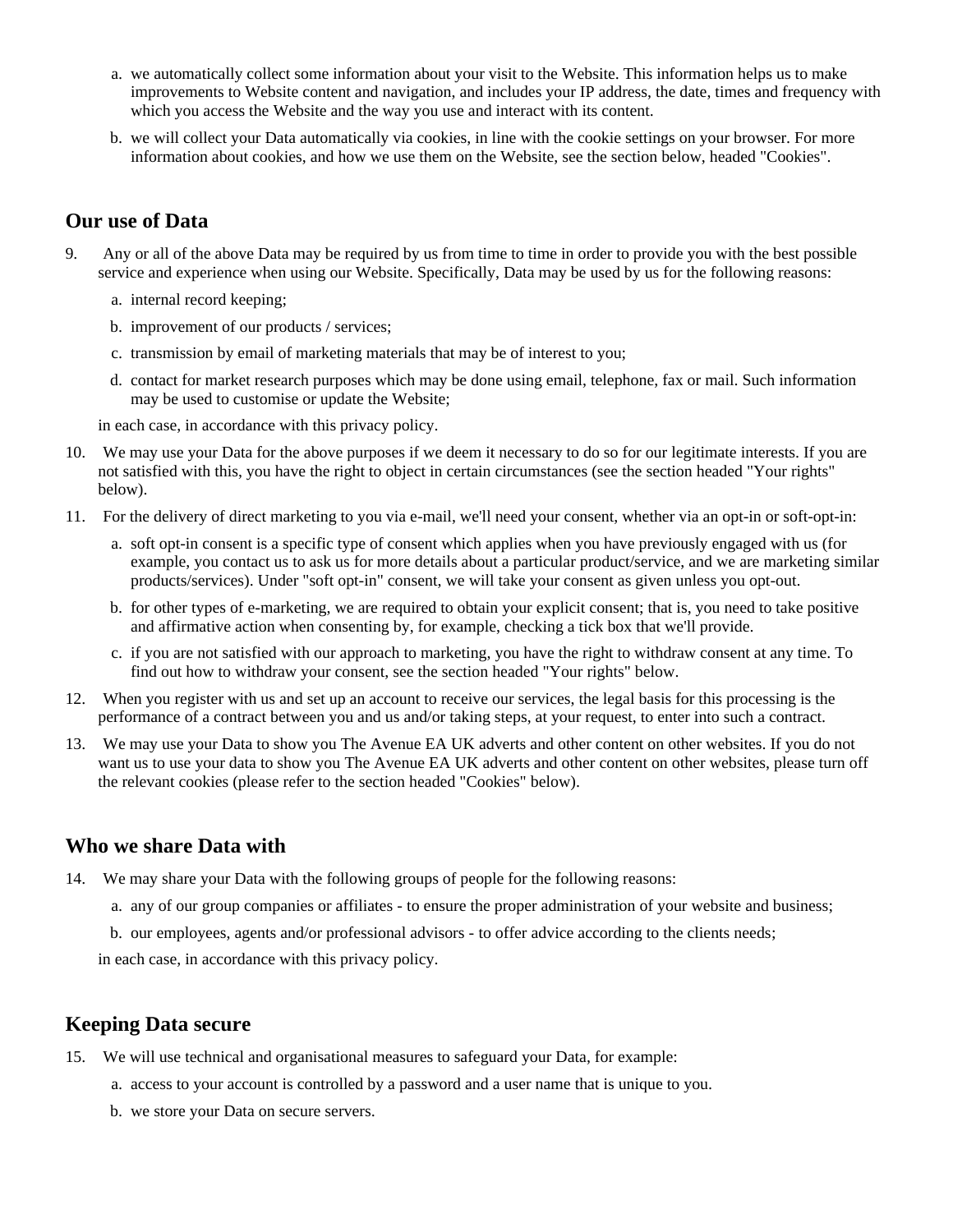a. we automatically collect some information about your visit to the Website. This information helps us to make improvements to Website content and navigation, and includes your IP address, the date, times and frequency with which you access the Website and the way you use and interact with its content.

b. we will collect your Data automatically via cookies, in line with the cookie settings on your browser. For more information about cookies, and how we use them on the Website, see the section below, headed "Cookies".

## Our use of Data

9. Any or all of the above Data may be required by us from time to time in order to provide you with the best possible service and experience when using our Website. Specifically, Data may be used by us for the following reasons:

   a. internal record keeping;

   b. improvement of our products / services;

   c. transmission by email of marketing materials that may be of interest to you;

   d. contact for market research purposes which may be done using email, telephone, fax or mail. Such information may be used to customise or update the Website;

   in each case, in accordance with this privacy policy.

10. We may use your Data for the above purposes if we deem it necessary to do so for our legitimate interests. If you are not satisfied with this, you have the right to object in certain circumstances (see the section headed "Your rights" below).

11. For the delivery of direct marketing to you via e-mail, we'll need your consent, whether via an opt-in or soft-opt-in:

    a. soft opt-in consent is a specific type of consent which applies when you have previously engaged with us (for example, you contact us to ask us for more details about a particular product/service, and we are marketing similar products/services). Under "soft opt-in" consent, we will take your consent as given unless you opt-out.

    b. for other types of e-marketing, we are required to obtain your explicit consent; that is, you need to take positive and affirmative action when consenting by, for example, checking a tick box that we'll provide.

    c. if you are not satisfied with our approach to marketing, you have the right to withdraw consent at any time. To find out how to withdraw your consent, see the section headed "Your rights" below.

12. When you register with us and set up an account to receive our services, the legal basis for this processing is the performance of a contract between you and us and/or taking steps, at your request, to enter into such a contract.

13. We may use your Data to show you The Avenue EA UK adverts and other content on other websites. If you do not want us to use your data to show you The Avenue EA UK adverts and other content on other websites, please turn off the relevant cookies (please refer to the section headed "Cookies" below).

## Who we share Data with

14. We may share your Data with the following groups of people for the following reasons:

    a. any of our group companies or affiliates - to ensure the proper administration of your website and business;

    b. our employees, agents and/or professional advisors - to offer advice according to the clients needs;

    in each case, in accordance with this privacy policy.

## Keeping Data secure

15. We will use technical and organisational measures to safeguard your Data, for example:

    a. access to your account is controlled by a password and a user name that is unique to you.

    b. we store your Data on secure servers.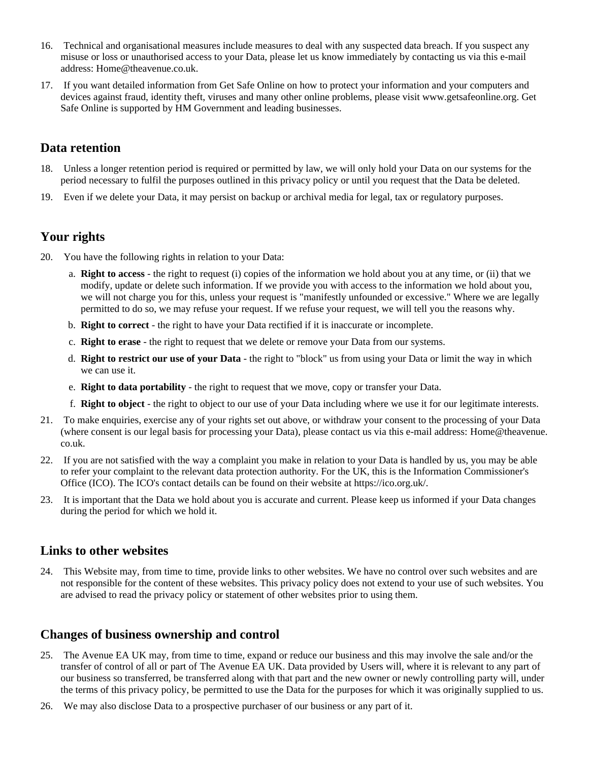16. Technical and organisational measures include measures to deal with any suspected data breach. If you suspect any misuse or loss or unauthorised access to your Data, please let us know immediately by contacting us via this e-mail address: Home@theavenue.co.uk.
17. If you want detailed information from Get Safe Online on how to protect your information and your computers and devices against fraud, identity theft, viruses and many other online problems, please visit www.getsafeonline.org. Get Safe Online is supported by HM Government and leading businesses.

## Data retention

18. Unless a longer retention period is required or permitted by law, we will only hold your Data on our systems for the period necessary to fulfil the purposes outlined in this privacy policy or until you request that the Data be deleted.
19. Even if we delete your Data, it may persist on backup or archival media for legal, tax or regulatory purposes.

## Your rights

20. You have the following rights in relation to your Data:
    a. **Right to access** - the right to request (i) copies of the information we hold about you at any time, or (ii) that we modify, update or delete such information. If we provide you with access to the information we hold about you, we will not charge you for this, unless your request is "manifestly unfounded or excessive." Where we are legally permitted to do so, we may refuse your request. If we refuse your request, we will tell you the reasons why.
    b. **Right to correct** - the right to have your Data rectified if it is inaccurate or incomplete.
    c. **Right to erase** - the right to request that we delete or remove your Data from our systems.
    d. **Right to restrict our use of your Data** - the right to "block" us from using your Data or limit the way in which we can use it.
    e. **Right to data portability** - the right to request that we move, copy or transfer your Data.
    f. **Right to object** - the right to object to our use of your Data including where we use it for our legitimate interests.
21. To make enquiries, exercise any of your rights set out above, or withdraw your consent to the processing of your Data (where consent is our legal basis for processing your Data), please contact us via this e-mail address: Home@theavenue.co.uk.
22. If you are not satisfied with the way a complaint you make in relation to your Data is handled by us, you may be able to refer your complaint to the relevant data protection authority. For the UK, this is the Information Commissioner's Office (ICO). The ICO's contact details can be found on their website at https://ico.org.uk/.
23. It is important that the Data we hold about you is accurate and current. Please keep us informed if your Data changes during the period for which we hold it.

## Links to other websites

24. This Website may, from time to time, provide links to other websites. We have no control over such websites and are not responsible for the content of these websites. This privacy policy does not extend to your use of such websites. You are advised to read the privacy policy or statement of other websites prior to using them.

## Changes of business ownership and control

25. The Avenue EA UK may, from time to time, expand or reduce our business and this may involve the sale and/or the transfer of control of all or part of The Avenue EA UK. Data provided by Users will, where it is relevant to any part of our business so transferred, be transferred along with that part and the new owner or newly controlling party will, under the terms of this privacy policy, be permitted to use the Data for the purposes for which it was originally supplied to us.
26. We may also disclose Data to a prospective purchaser of our business or any part of it.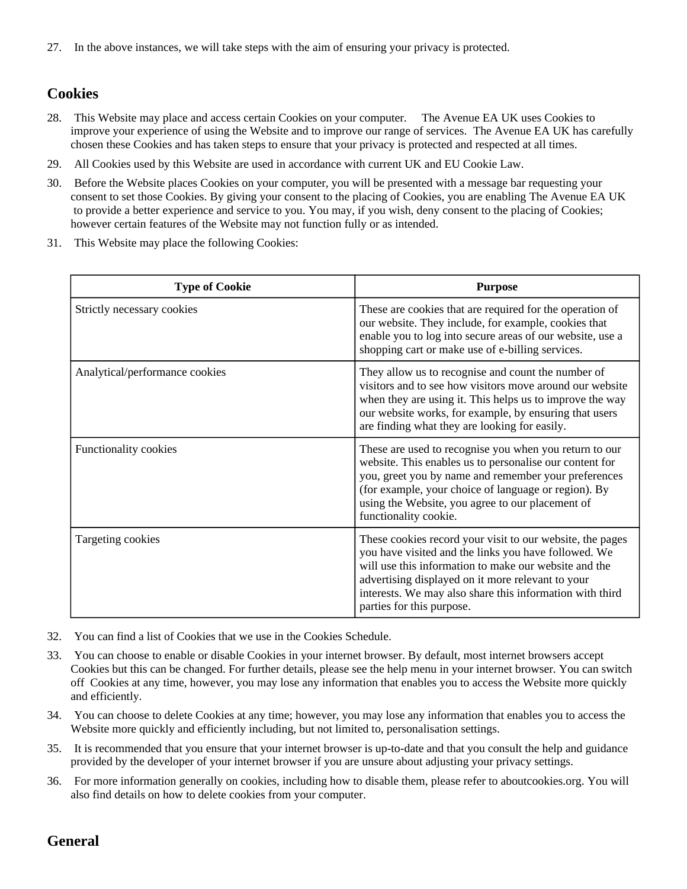27. In the above instances, we will take steps with the aim of ensuring your privacy is protected.

## Cookies

28. This Website may place and access certain Cookies on your computer. The Avenue EA UK uses Cookies to improve your experience of using the Website and to improve our range of services. The Avenue EA UK has carefully chosen these Cookies and has taken steps to ensure that your privacy is protected and respected at all times.

29. All Cookies used by this Website are used in accordance with current UK and EU Cookie Law.

30. Before the Website places Cookies on your computer, you will be presented with a message bar requesting your consent to set those Cookies. By giving your consent to the placing of Cookies, you are enabling The Avenue EA UK to provide a better experience and service to you. You may, if you wish, deny consent to the placing of Cookies; however certain features of the Website may not function fully or as intended.

31. This Website may place the following Cookies:

| Type of Cookie | Purpose |
| --- | --- |
| Strictly necessary cookies | These are cookies that are required for the operation of our website. They include, for example, cookies that enable you to log into secure areas of our website, use a shopping cart or make use of e-billing services. |
| Analytical/performance cookies | They allow us to recognise and count the number of visitors and to see how visitors move around our website when they are using it. This helps us to improve the way our website works, for example, by ensuring that users are finding what they are looking for easily. |
| Functionality cookies | These are used to recognise you when you return to our website. This enables us to personalise our content for you, greet you by name and remember your preferences (for example, your choice of language or region). By using the Website, you agree to our placement of functionality cookie. |
| Targeting cookies | These cookies record your visit to our website, the pages you have visited and the links you have followed. We will use this information to make our website and the advertising displayed on it more relevant to your interests. We may also share this information with third parties for this purpose. |

32. You can find a list of Cookies that we use in the Cookies Schedule.

33. You can choose to enable or disable Cookies in your internet browser. By default, most internet browsers accept Cookies but this can be changed. For further details, please see the help menu in your internet browser. You can switch off Cookies at any time, however, you may lose any information that enables you to access the Website more quickly and efficiently.

34. You can choose to delete Cookies at any time; however, you may lose any information that enables you to access the Website more quickly and efficiently including, but not limited to, personalisation settings.

35. It is recommended that you ensure that your internet browser is up-to-date and that you consult the help and guidance provided by the developer of your internet browser if you are unsure about adjusting your privacy settings.

36. For more information generally on cookies, including how to disable them, please refer to aboutcookies.org. You will also find details on how to delete cookies from your computer.

## General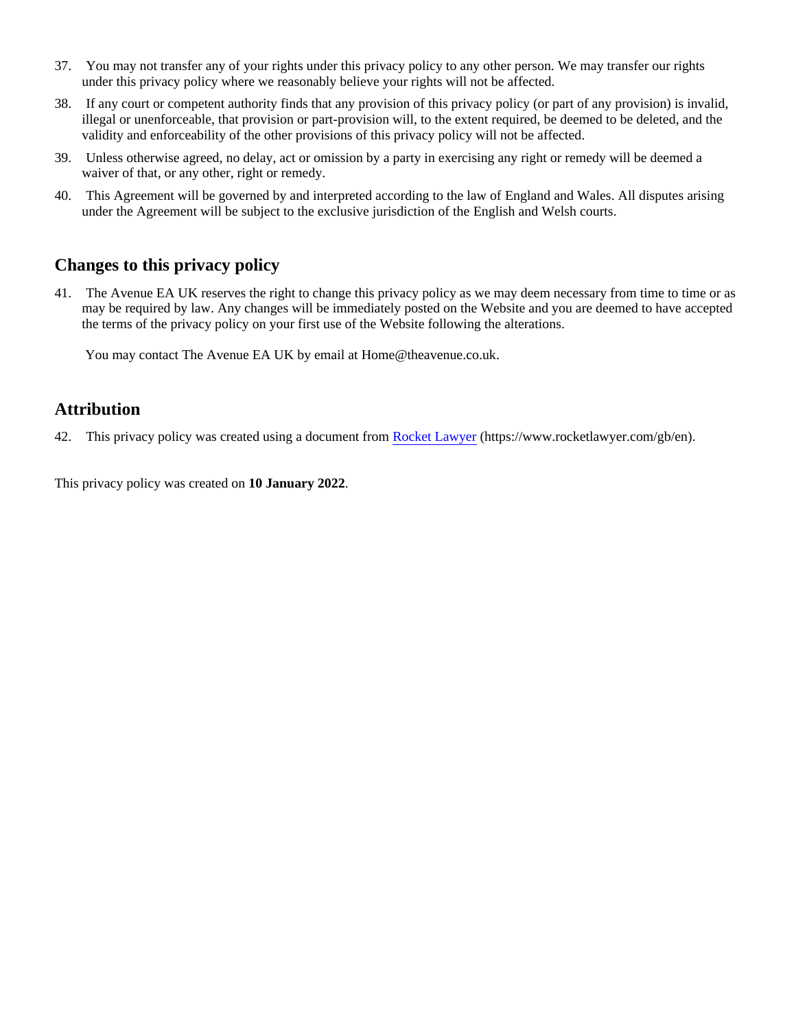37. You may not transfer any of your rights under this privacy policy to any other person. We may transfer our rights under this privacy policy where we reasonably believe your rights will not be affected.

38. If any court or competent authority finds that any provision of this privacy policy (or part of any provision) is invalid, illegal or unenforceable, that provision or part-provision will, to the extent required, be deemed to be deleted, and the validity and enforceability of the other provisions of this privacy policy will not be affected.

39. Unless otherwise agreed, no delay, act or omission by a party in exercising any right or remedy will be deemed a waiver of that, or any other, right or remedy.

40. This Agreement will be governed by and interpreted according to the law of England and Wales. All disputes arising under the Agreement will be subject to the exclusive jurisdiction of the English and Welsh courts.

## Changes to this privacy policy

41. The Avenue EA UK reserves the right to change this privacy policy as we may deem necessary from time to time or as may be required by law. Any changes will be immediately posted on the Website and you are deemed to have accepted the terms of the privacy policy on your first use of the Website following the alterations.

    You may contact The Avenue EA UK by email at Home@theavenue.co.uk.

## Attribution

42. This privacy policy was created using a document from [Rocket Lawyer](https://www.rocketlawyer.com/gb/en) (https://www.rocketlawyer.com/gb/en).

This privacy policy was created on **10 January 2022**.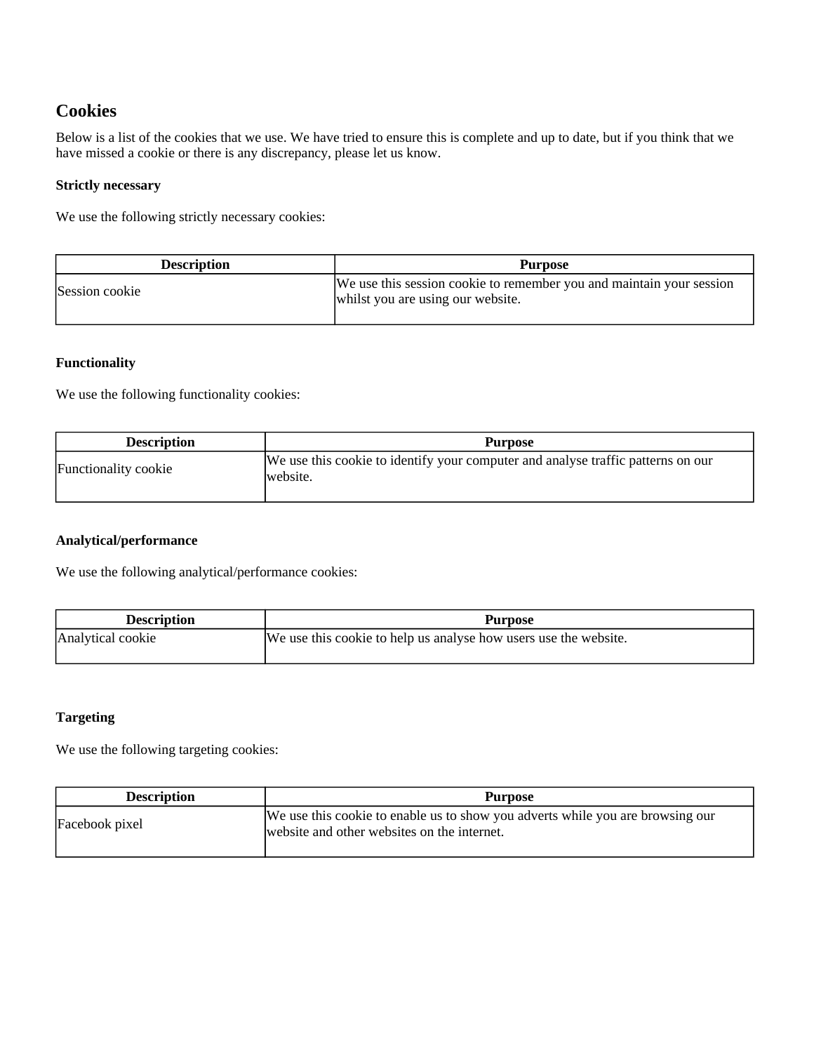## Cookies

Below is a list of the cookies that we use. We have tried to ensure this is complete and up to date, but if you think that we have missed a cookie or there is any discrepancy, please let us know.

**Strictly necessary**

We use the following strictly necessary cookies:

| Description | Purpose |
|---|---|
| Session cookie | We use this session cookie to remember you and maintain your session whilst you are using our website. |

**Functionality**

We use the following functionality cookies:

| Description | Purpose |
|---|---|
| Functionality cookie | We use this cookie to identify your computer and analyse traffic patterns on our website. |

**Analytical/performance**

We use the following analytical/performance cookies:

| Description | Purpose |
|---|---|
| Analytical cookie | We use this cookie to help us analyse how users use the website. |

**Targeting**

We use the following targeting cookies:

| Description | Purpose |
|---|---|
| Facebook pixel | We use this cookie to enable us to show you adverts while you are browsing our website and other websites on the internet. |